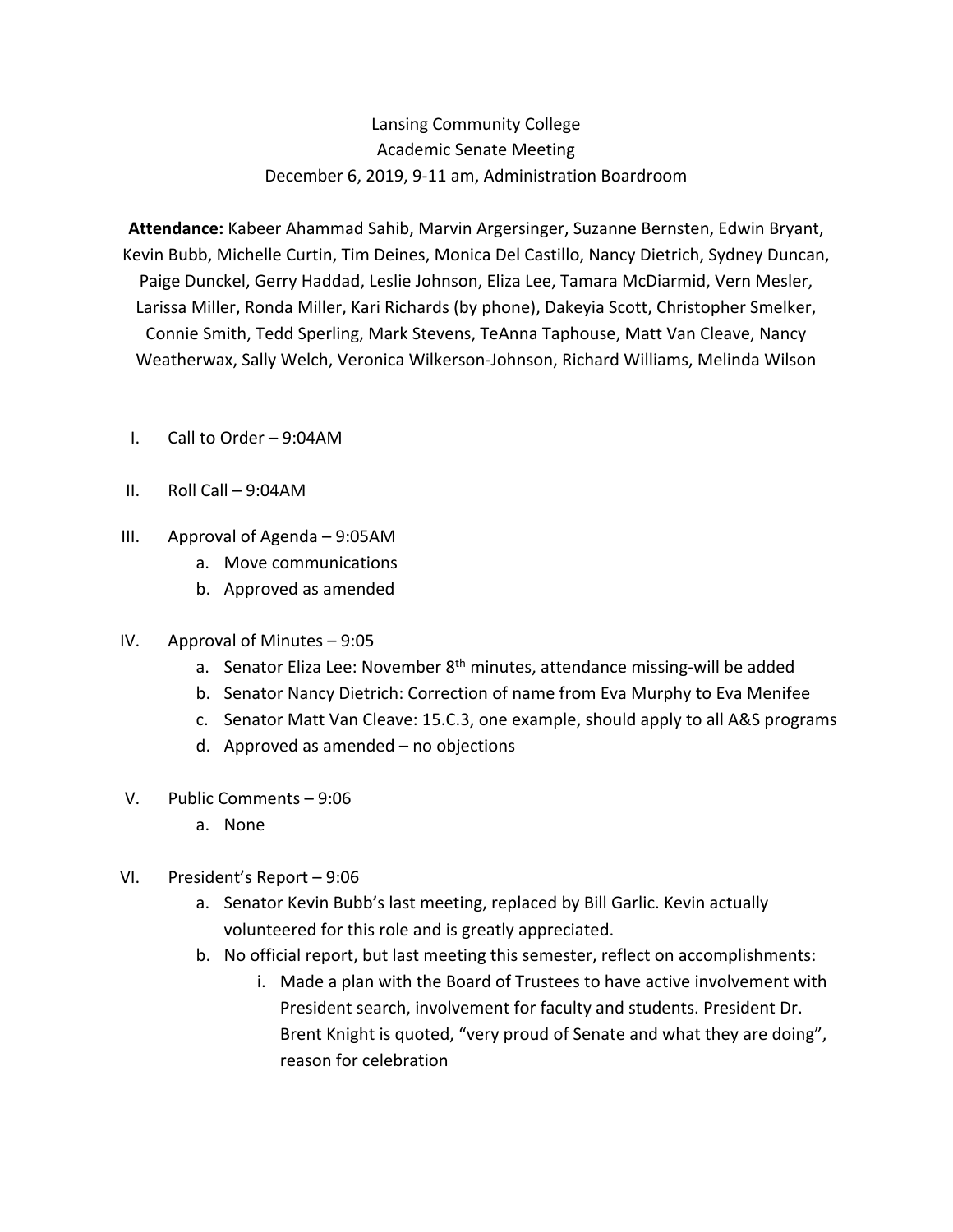Lansing Community College
Academic Senate Meeting
December 6, 2019, 9-11 am, Administration Boardroom

**Attendance:** Kabeer Ahammad Sahib, Marvin Argersinger, Suzanne Bernsten, Edwin Bryant, Kevin Bubb, Michelle Curtin, Tim Deines, Monica Del Castillo, Nancy Dietrich, Sydney Duncan, Paige Dunckel, Gerry Haddad, Leslie Johnson, Eliza Lee, Tamara McDiarmid, Vern Mesler, Larissa Miller, Ronda Miller, Kari Richards (by phone), Dakeyia Scott, Christopher Smelker, Connie Smith, Tedd Sperling, Mark Stevens, TeAnna Taphouse, Matt Van Cleave, Nancy Weatherwax, Sally Welch, Veronica Wilkerson-Johnson, Richard Williams, Melinda Wilson

I. Call to Order – 9:04AM

II. Roll Call – 9:04AM

III. Approval of Agenda – 9:05AM
   a. Move communications
   b. Approved as amended

IV. Approval of Minutes – 9:05
   a. Senator Eliza Lee: November 8th minutes, attendance missing-will be added
   b. Senator Nancy Dietrich: Correction of name from Eva Murphy to Eva Menifee
   c. Senator Matt Van Cleave: 15.C.3, one example, should apply to all A&S programs
   d. Approved as amended – no objections

V. Public Comments – 9:06
   a. None

VI. President's Report – 9:06
   a. Senator Kevin Bubb's last meeting, replaced by Bill Garlic. Kevin actually volunteered for this role and is greatly appreciated.
   b. No official report, but last meeting this semester, reflect on accomplishments:
      i. Made a plan with the Board of Trustees to have active involvement with President search, involvement for faculty and students. President Dr. Brent Knight is quoted, "very proud of Senate and what they are doing", reason for celebration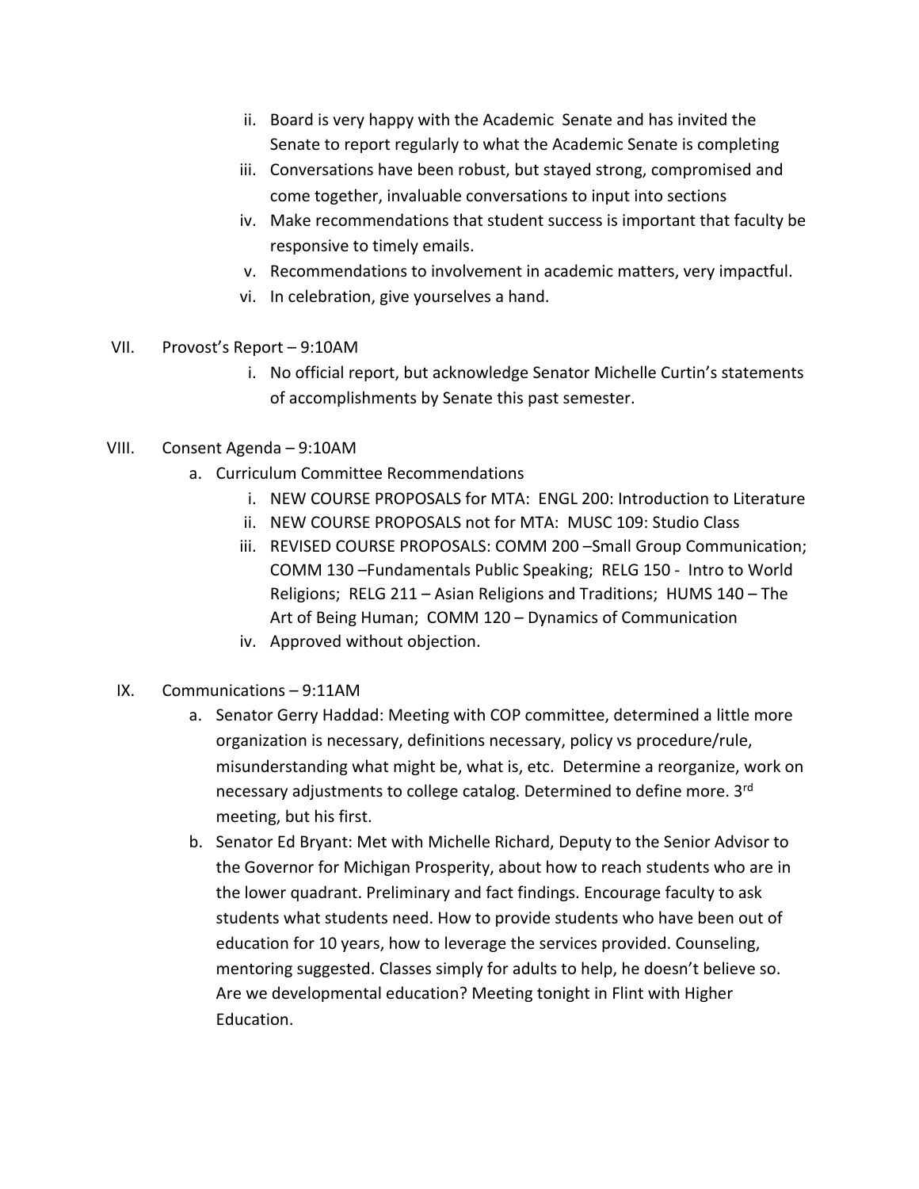- ii. Board is very happy with the Academic Senate and has invited the Senate to report regularly to what the Academic Senate is completing
- iii. Conversations have been robust, but stayed strong, compromised and come together, invaluable conversations to input into sections
- iv. Make recommendations that student success is important that faculty be responsive to timely emails.
- v. Recommendations to involvement in academic matters, very impactful.
- vi. In celebration, give yourselves a hand.

VII. Provost's Report – 9:10AM

- i. No official report, but acknowledge Senator Michelle Curtin's statements of accomplishments by Senate this past semester.

VIII. Consent Agenda – 9:10AM

- a. Curriculum Committee Recommendations
  - i. NEW COURSE PROPOSALS for MTA: ENGL 200: Introduction to Literature
  - ii. NEW COURSE PROPOSALS not for MTA: MUSC 109: Studio Class
  - iii. REVISED COURSE PROPOSALS: COMM 200 –Small Group Communication; COMM 130 –Fundamentals Public Speaking; RELG 150 - Intro to World Religions; RELG 211 – Asian Religions and Traditions; HUMS 140 – The Art of Being Human; COMM 120 – Dynamics of Communication
  - iv. Approved without objection.

IX. Communications – 9:11AM

- a. Senator Gerry Haddad: Meeting with COP committee, determined a little more organization is necessary, definitions necessary, policy vs procedure/rule, misunderstanding what might be, what is, etc. Determine a reorganize, work on necessary adjustments to college catalog. Determined to define more. 3rd meeting, but his first.
- b. Senator Ed Bryant: Met with Michelle Richard, Deputy to the Senior Advisor to the Governor for Michigan Prosperity, about how to reach students who are in the lower quadrant. Preliminary and fact findings. Encourage faculty to ask students what students need. How to provide students who have been out of education for 10 years, how to leverage the services provided. Counseling, mentoring suggested. Classes simply for adults to help, he doesn't believe so. Are we developmental education? Meeting tonight in Flint with Higher Education.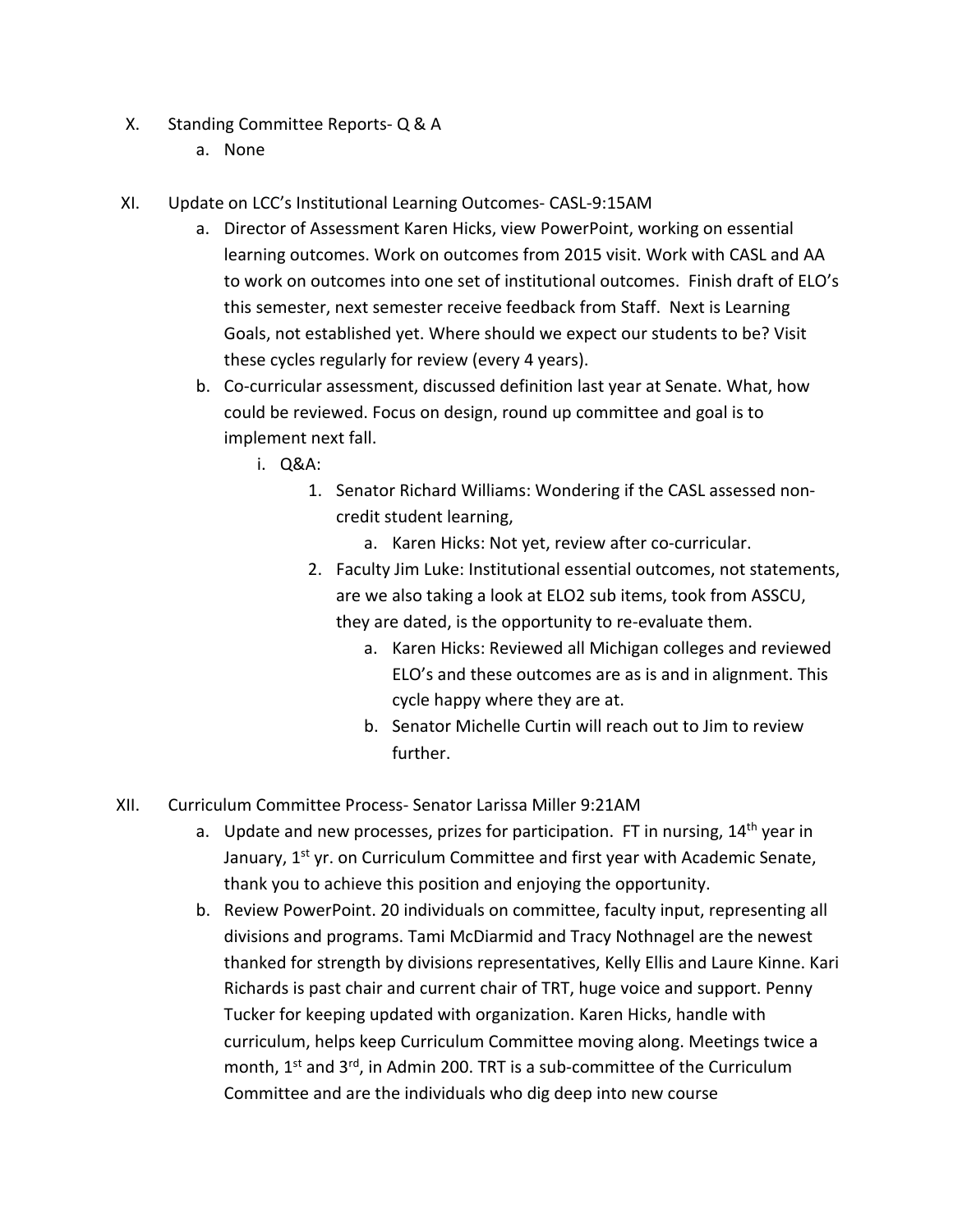X. Standing Committee Reports- Q & A
   a. None

XI. Update on LCC's Institutional Learning Outcomes- CASL-9:15AM
   a. Director of Assessment Karen Hicks, view PowerPoint, working on essential learning outcomes. Work on outcomes from 2015 visit. Work with CASL and AA to work on outcomes into one set of institutional outcomes. Finish draft of ELO's this semester, next semester receive feedback from Staff. Next is Learning Goals, not established yet. Where should we expect our students to be? Visit these cycles regularly for review (every 4 years).
   b. Co-curricular assessment, discussed definition last year at Senate. What, how could be reviewed. Focus on design, round up committee and goal is to implement next fall.
      i. Q&A:
         1. Senator Richard Williams: Wondering if the CASL assessed non-credit student learning,
            a. Karen Hicks: Not yet, review after co-curricular.
         2. Faculty Jim Luke: Institutional essential outcomes, not statements, are we also taking a look at ELO2 sub items, took from ASSCU, they are dated, is the opportunity to re-evaluate them.
            a. Karen Hicks: Reviewed all Michigan colleges and reviewed ELO's and these outcomes are as is and in alignment. This cycle happy where they are at.
            b. Senator Michelle Curtin will reach out to Jim to review further.

XII. Curriculum Committee Process- Senator Larissa Miller 9:21AM
   a. Update and new processes, prizes for participation. FT in nursing, 14th year in January, 1st yr. on Curriculum Committee and first year with Academic Senate, thank you to achieve this position and enjoying the opportunity.
   b. Review PowerPoint. 20 individuals on committee, faculty input, representing all divisions and programs. Tami McDiarmid and Tracy Nothnagel are the newest thanked for strength by divisions representatives, Kelly Ellis and Laure Kinne. Kari Richards is past chair and current chair of TRT, huge voice and support. Penny Tucker for keeping updated with organization. Karen Hicks, handle with curriculum, helps keep Curriculum Committee moving along. Meetings twice a month, 1st and 3rd, in Admin 200. TRT is a sub-committee of the Curriculum Committee and are the individuals who dig deep into new course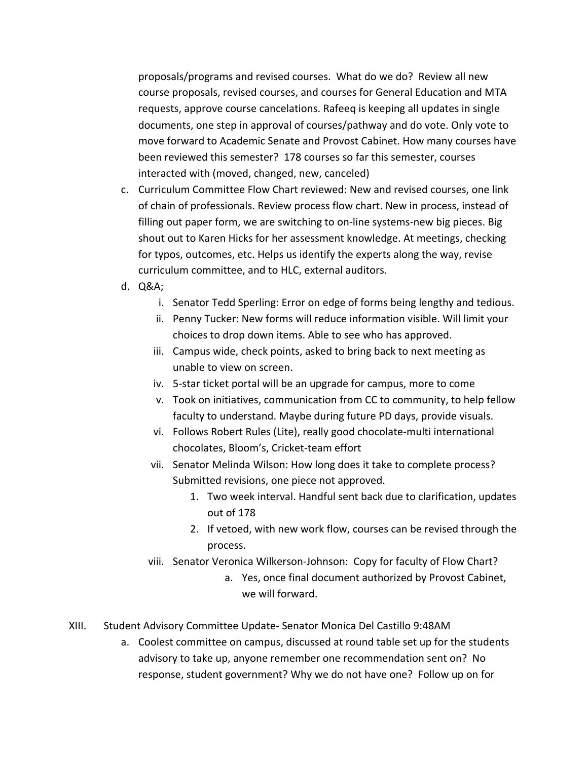proposals/programs and revised courses. What do we do? Review all new course proposals, revised courses, and courses for General Education and MTA requests, approve course cancelations. Rafeeq is keeping all updates in single documents, one step in approval of courses/pathway and do vote. Only vote to move forward to Academic Senate and Provost Cabinet. How many courses have been reviewed this semester? 178 courses so far this semester, courses interacted with (moved, changed, new, canceled)

c. Curriculum Committee Flow Chart reviewed: New and revised courses, one link of chain of professionals. Review process flow chart. New in process, instead of filling out paper form, we are switching to on-line systems-new big pieces. Big shout out to Karen Hicks for her assessment knowledge. At meetings, checking for typos, outcomes, etc. Helps us identify the experts along the way, revise curriculum committee, and to HLC, external auditors.

d. Q&A;
   i. Senator Tedd Sperling: Error on edge of forms being lengthy and tedious.
   ii. Penny Tucker: New forms will reduce information visible. Will limit your choices to drop down items. Able to see who has approved.
   iii. Campus wide, check points, asked to bring back to next meeting as unable to view on screen.
   iv. 5-star ticket portal will be an upgrade for campus, more to come
   v. Took on initiatives, communication from CC to community, to help fellow faculty to understand. Maybe during future PD days, provide visuals.
   vi. Follows Robert Rules (Lite), really good chocolate-multi international chocolates, Bloom's, Cricket-team effort
   vii. Senator Melinda Wilson: How long does it take to complete process? Submitted revisions, one piece not approved.
      1. Two week interval. Handful sent back due to clarification, updates out of 178
      2. If vetoed, with new work flow, courses can be revised through the process.
   viii. Senator Veronica Wilkerson-Johnson: Copy for faculty of Flow Chart?
      a. Yes, once final document authorized by Provost Cabinet, we will forward.

XIII. Student Advisory Committee Update- Senator Monica Del Castillo 9:48AM

a. Coolest committee on campus, discussed at round table set up for the students advisory to take up, anyone remember one recommendation sent on? No response, student government? Why we do not have one? Follow up on for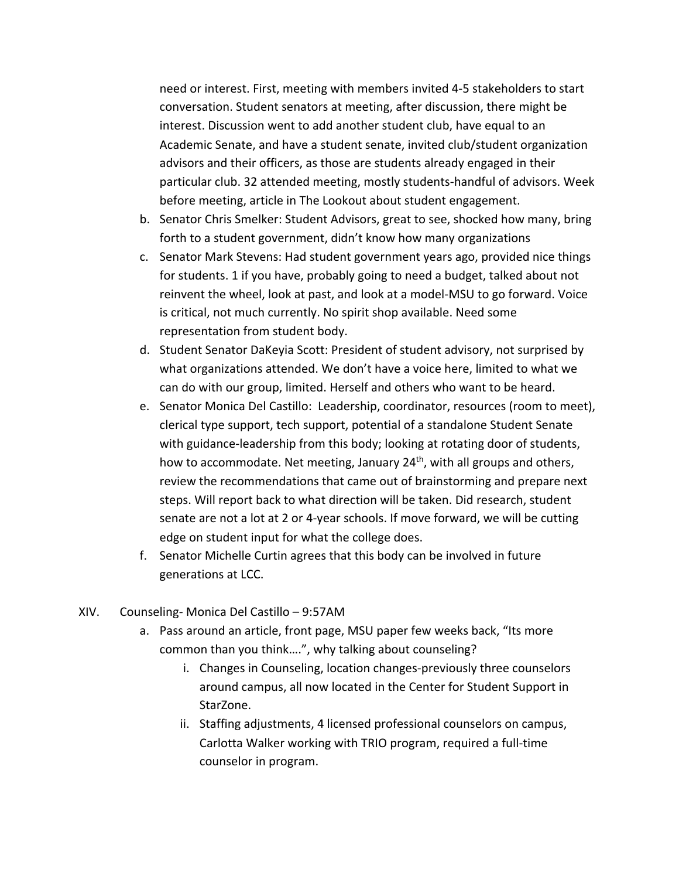need or interest. First, meeting with members invited 4-5 stakeholders to start conversation. Student senators at meeting, after discussion, there might be interest. Discussion went to add another student club, have equal to an Academic Senate, and have a student senate, invited club/student organization advisors and their officers, as those are students already engaged in their particular club. 32 attended meeting, mostly students-handful of advisors. Week before meeting, article in The Lookout about student engagement.

b. Senator Chris Smelker: Student Advisors, great to see, shocked how many, bring forth to a student government, didn't know how many organizations
c. Senator Mark Stevens: Had student government years ago, provided nice things for students. 1 if you have, probably going to need a budget, talked about not reinvent the wheel, look at past, and look at a model-MSU to go forward. Voice is critical, not much currently. No spirit shop available. Need some representation from student body.
d. Student Senator DaKeyia Scott: President of student advisory, not surprised by what organizations attended. We don't have a voice here, limited to what we can do with our group, limited. Herself and others who want to be heard.
e. Senator Monica Del Castillo: Leadership, coordinator, resources (room to meet), clerical type support, tech support, potential of a standalone Student Senate with guidance-leadership from this body; looking at rotating door of students, how to accommodate. Net meeting, January 24th, with all groups and others, review the recommendations that came out of brainstorming and prepare next steps. Will report back to what direction will be taken. Did research, student senate are not a lot at 2 or 4-year schools. If move forward, we will be cutting edge on student input for what the college does.
f. Senator Michelle Curtin agrees that this body can be involved in future generations at LCC.

XIV. Counseling- Monica Del Castillo – 9:57AM

a. Pass around an article, front page, MSU paper few weeks back, "Its more common than you think….", why talking about counseling?
   i. Changes in Counseling, location changes-previously three counselors around campus, all now located in the Center for Student Support in StarZone.
   ii. Staffing adjustments, 4 licensed professional counselors on campus, Carlotta Walker working with TRIO program, required a full-time counselor in program.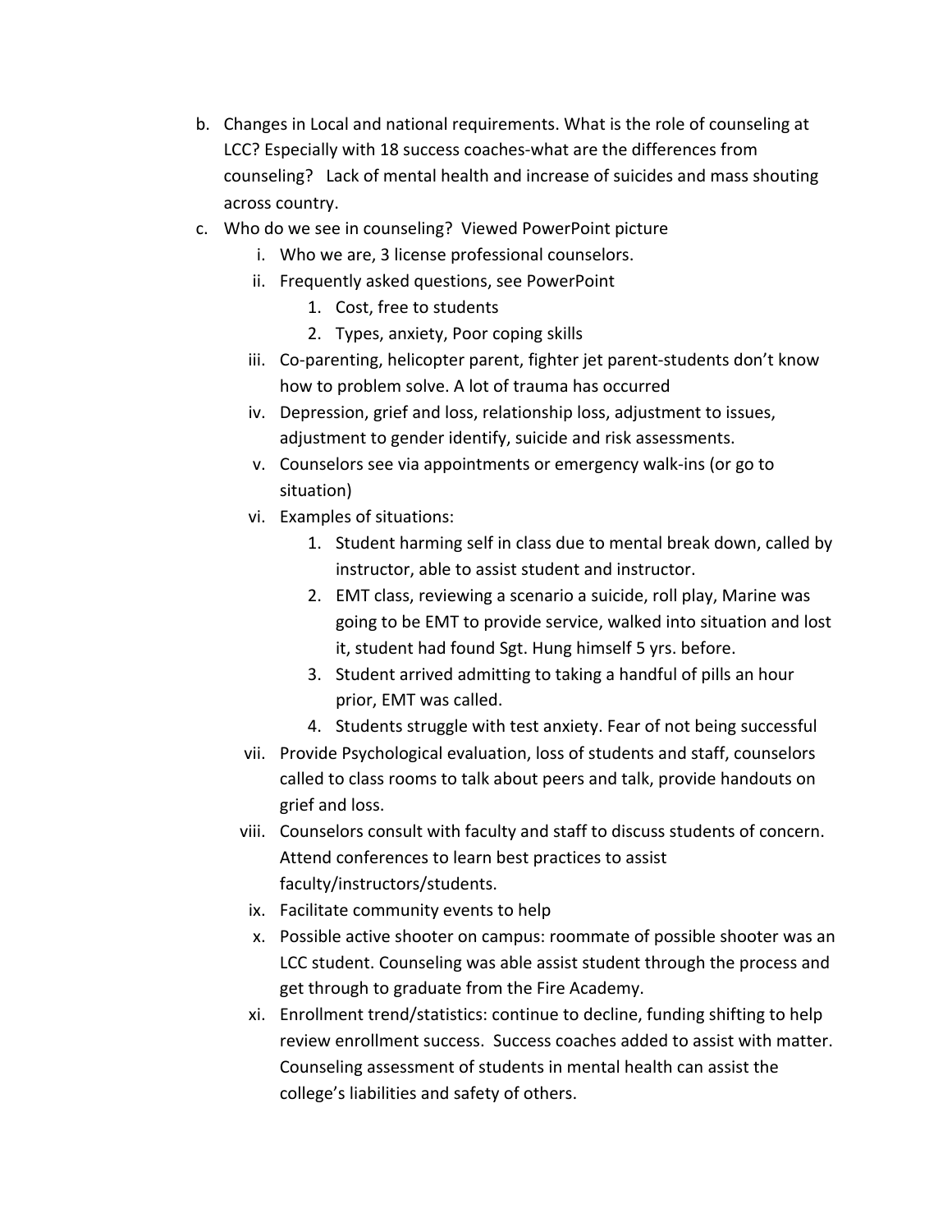b. Changes in Local and national requirements. What is the role of counseling at LCC? Especially with 18 success coaches-what are the differences from counseling? Lack of mental health and increase of suicides and mass shouting across country.

c. Who do we see in counseling? Viewed PowerPoint picture

    i. Who we are, 3 license professional counselors.

    ii. Frequently asked questions, see PowerPoint

        1. Cost, free to students
        2. Types, anxiety, Poor coping skills

    iii. Co-parenting, helicopter parent, fighter jet parent-students don't know how to problem solve. A lot of trauma has occurred

    iv. Depression, grief and loss, relationship loss, adjustment to issues, adjustment to gender identify, suicide and risk assessments.

    v. Counselors see via appointments or emergency walk-ins (or go to situation)

    vi. Examples of situations:

        1. Student harming self in class due to mental break down, called by instructor, able to assist student and instructor.
        2. EMT class, reviewing a scenario a suicide, roll play, Marine was going to be EMT to provide service, walked into situation and lost it, student had found Sgt. Hung himself 5 yrs. before.
        3. Student arrived admitting to taking a handful of pills an hour prior, EMT was called.
        4. Students struggle with test anxiety. Fear of not being successful

    vii. Provide Psychological evaluation, loss of students and staff, counselors called to class rooms to talk about peers and talk, provide handouts on grief and loss.

    viii. Counselors consult with faculty and staff to discuss students of concern. Attend conferences to learn best practices to assist faculty/instructors/students.

    ix. Facilitate community events to help

    x. Possible active shooter on campus: roommate of possible shooter was an LCC student. Counseling was able assist student through the process and get through to graduate from the Fire Academy.

    xi. Enrollment trend/statistics: continue to decline, funding shifting to help review enrollment success. Success coaches added to assist with matter. Counseling assessment of students in mental health can assist the college's liabilities and safety of others.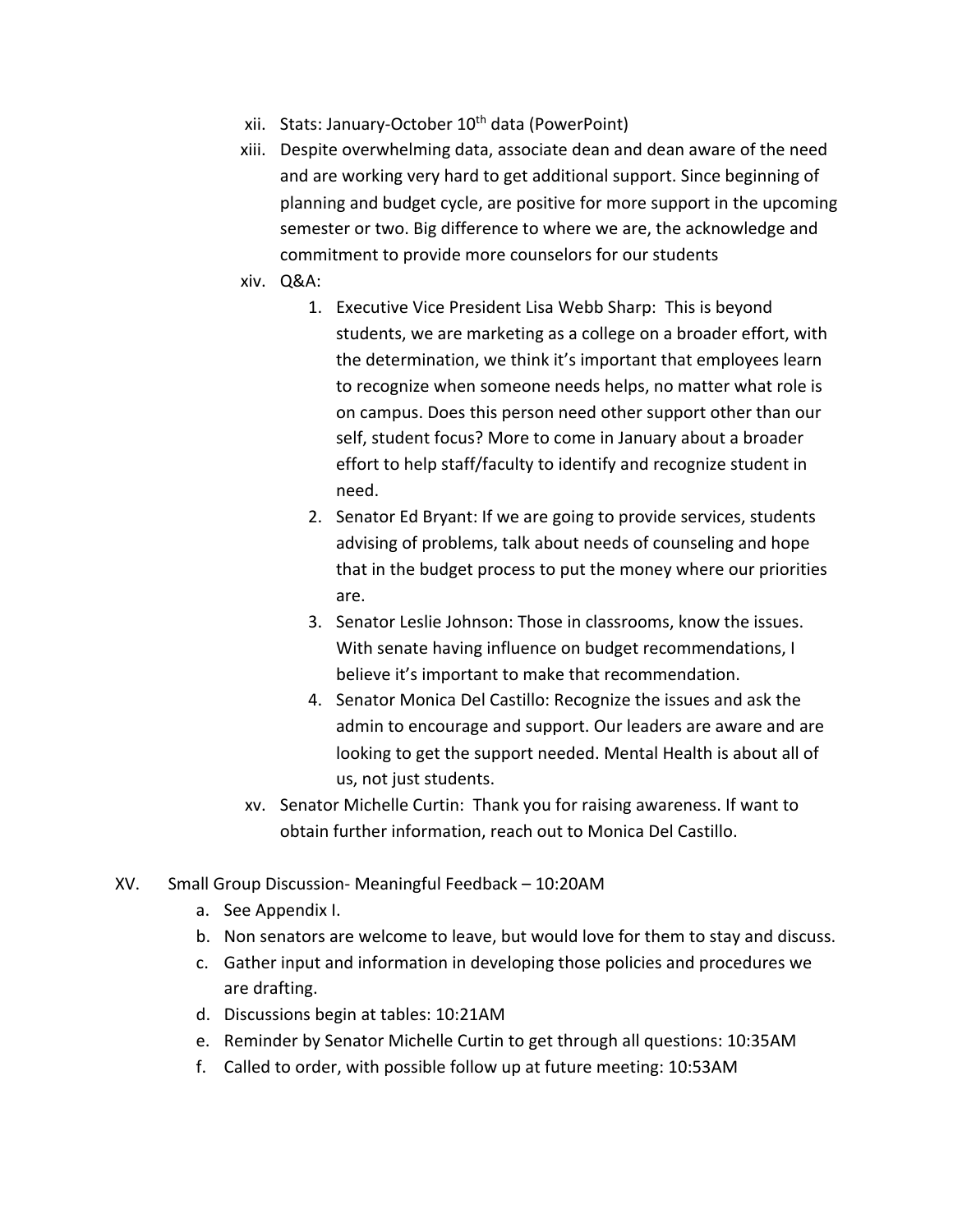xii. Stats: January-October 10th data (PowerPoint)

xiii. Despite overwhelming data, associate dean and dean aware of the need and are working very hard to get additional support. Since beginning of planning and budget cycle, are positive for more support in the upcoming semester or two. Big difference to where we are, the acknowledge and commitment to provide more counselors for our students

xiv. Q&A:

1. Executive Vice President Lisa Webb Sharp: This is beyond students, we are marketing as a college on a broader effort, with the determination, we think it's important that employees learn to recognize when someone needs helps, no matter what role is on campus. Does this person need other support other than our self, student focus? More to come in January about a broader effort to help staff/faculty to identify and recognize student in need.
2. Senator Ed Bryant: If we are going to provide services, students advising of problems, talk about needs of counseling and hope that in the budget process to put the money where our priorities are.
3. Senator Leslie Johnson: Those in classrooms, know the issues. With senate having influence on budget recommendations, I believe it's important to make that recommendation.
4. Senator Monica Del Castillo: Recognize the issues and ask the admin to encourage and support. Our leaders are aware and are looking to get the support needed. Mental Health is about all of us, not just students.

xv. Senator Michelle Curtin: Thank you for raising awareness. If want to obtain further information, reach out to Monica Del Castillo.

XV. Small Group Discussion- Meaningful Feedback – 10:20AM

a. See Appendix I.
b. Non senators are welcome to leave, but would love for them to stay and discuss.
c. Gather input and information in developing those policies and procedures we are drafting.
d. Discussions begin at tables: 10:21AM
e. Reminder by Senator Michelle Curtin to get through all questions: 10:35AM
f. Called to order, with possible follow up at future meeting: 10:53AM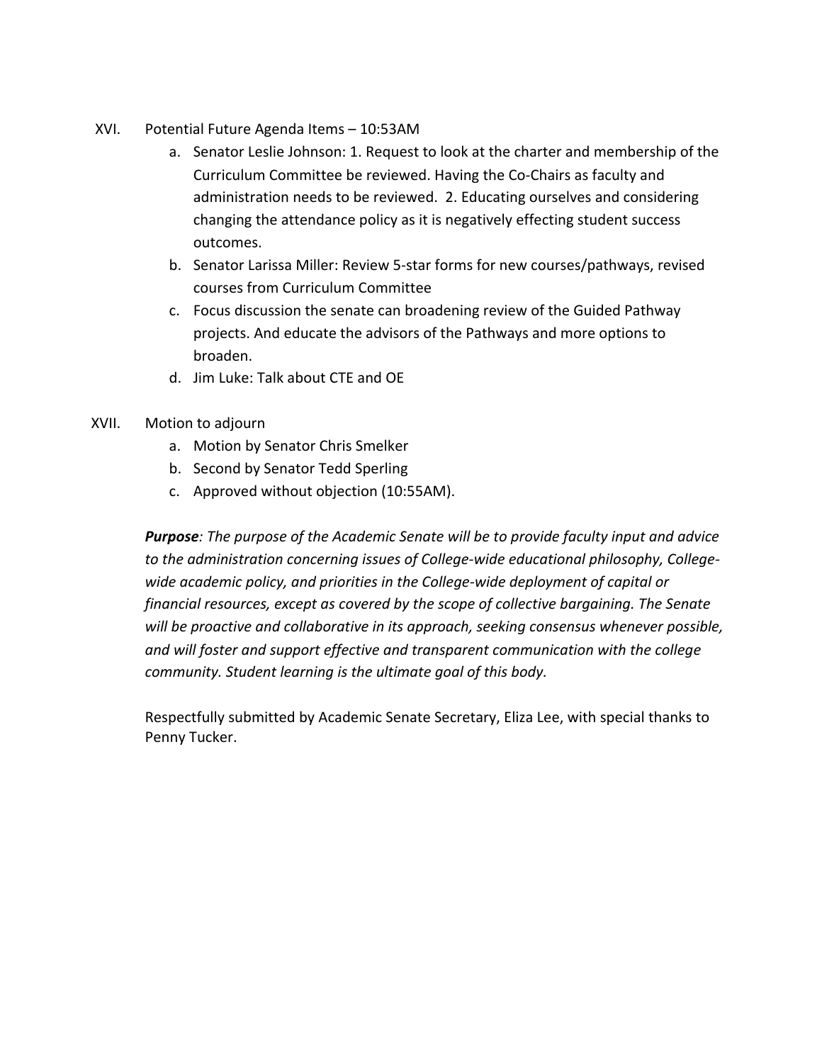XVI. Potential Future Agenda Items – 10:53AM

a. Senator Leslie Johnson: 1. Request to look at the charter and membership of the Curriculum Committee be reviewed. Having the Co-Chairs as faculty and administration needs to be reviewed. 2. Educating ourselves and considering changing the attendance policy as it is negatively effecting student success outcomes.

b. Senator Larissa Miller: Review 5-star forms for new courses/pathways, revised courses from Curriculum Committee

c. Focus discussion the senate can broadening review of the Guided Pathway projects. And educate the advisors of the Pathways and more options to broaden.

d. Jim Luke: Talk about CTE and OE

XVII. Motion to adjourn

a. Motion by Senator Chris Smelker

b. Second by Senator Tedd Sperling

c. Approved without objection (10:55AM).

***Purpose****: The purpose of the Academic Senate will be to provide faculty input and advice to the administration concerning issues of College-wide educational philosophy, College-wide academic policy, and priorities in the College-wide deployment of capital or financial resources, except as covered by the scope of collective bargaining. The Senate will be proactive and collaborative in its approach, seeking consensus whenever possible, and will foster and support effective and transparent communication with the college community. Student learning is the ultimate goal of this body.*

Respectfully submitted by Academic Senate Secretary, Eliza Lee, with special thanks to Penny Tucker.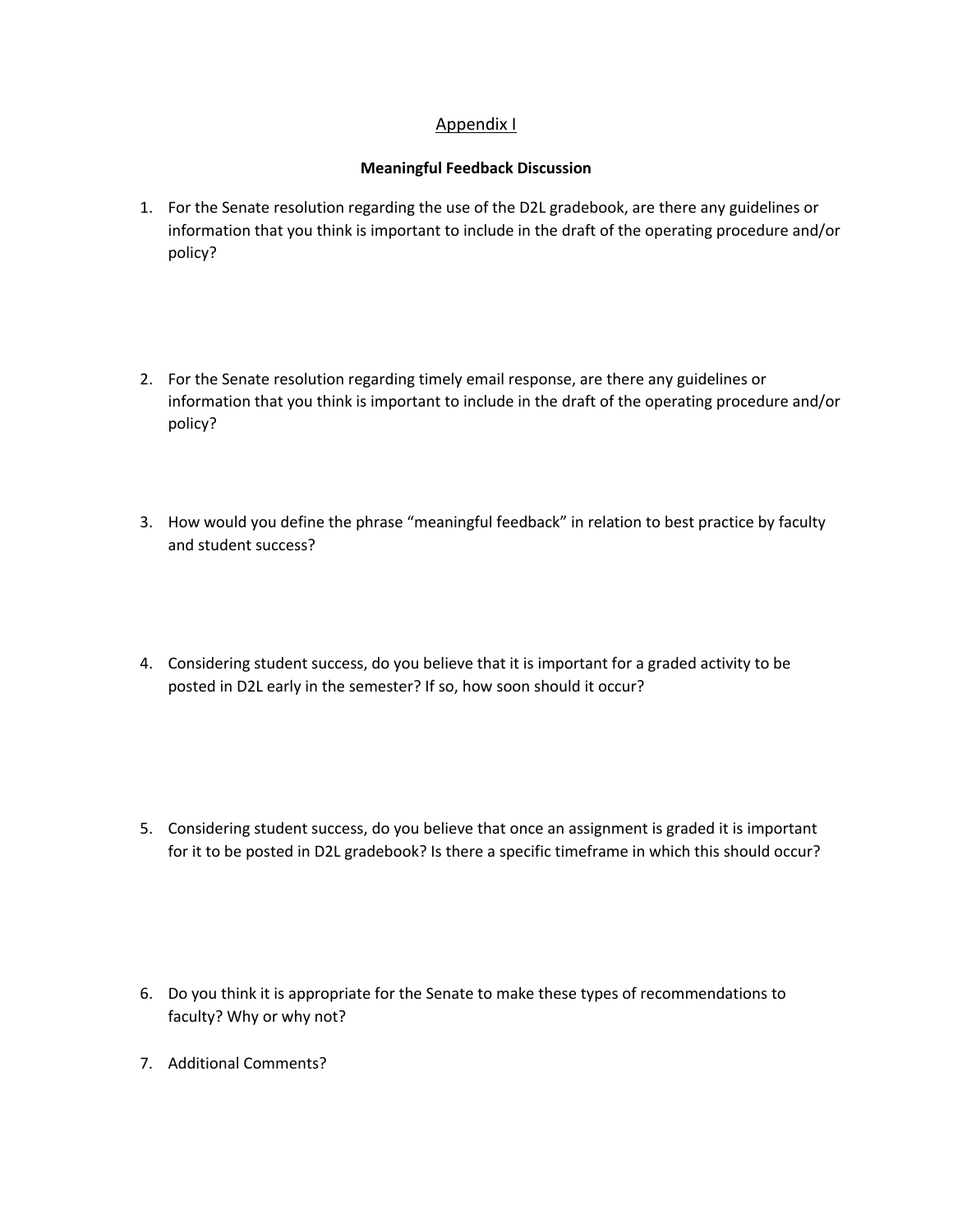## Appendix I

**Meaningful Feedback Discussion**

1. For the Senate resolution regarding the use of the D2L gradebook, are there any guidelines or information that you think is important to include in the draft of the operating procedure and/or policy?

2. For the Senate resolution regarding timely email response, are there any guidelines or information that you think is important to include in the draft of the operating procedure and/or policy?

3. How would you define the phrase "meaningful feedback" in relation to best practice by faculty and student success?

4. Considering student success, do you believe that it is important for a graded activity to be posted in D2L early in the semester? If so, how soon should it occur?

5. Considering student success, do you believe that once an assignment is graded it is important for it to be posted in D2L gradebook? Is there a specific timeframe in which this should occur?

6. Do you think it is appropriate for the Senate to make these types of recommendations to faculty? Why or why not?

7. Additional Comments?